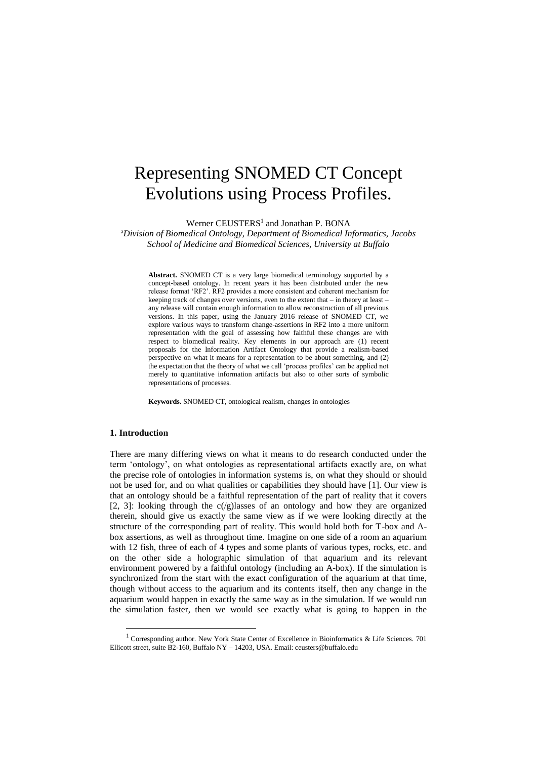# Representing SNOMED CT Concept Evolutions using Process Profiles.

Werner CEUSTERS[1] and Jonathan P. BONA

[a]*Division of Biomedical Ontology, Department of Biomedical Informatics, Jacobs School of Medicine and Biomedical Sciences, University at Buffalo*

**Abstract.** SNOMED CT is a very large biomedical terminology supported by a concept-based ontology. In recent years it has been distributed under the new release format 'RF2'. RF2 provides a more consistent and coherent mechanism for keeping track of changes over versions, even to the extent that – in theory at least – any release will contain enough information to allow reconstruction of all previous versions. In this paper, using the January 2016 release of SNOMED CT, we explore various ways to transform change-assertions in RF2 into a more uniform representation with the goal of assessing how faithful these changes are with respect to biomedical reality. Key elements in our approach are (1) recent proposals for the Information Artifact Ontology that provide a realism-based perspective on what it means for a representation to be about something, and (2) the expectation that the theory of what we call 'process profiles' can be applied not merely to quantitative information artifacts but also to other sorts of symbolic representations of processes.

**Keywords.** SNOMED CT, ontological realism, changes in ontologies

## 1. Introduction

There are many differing views on what it means to do research conducted under the term 'ontology', on what ontologies as representational artifacts exactly are, on what the precise role of ontologies in information systems is, on what they should or should not be used for, and on what qualities or capabilities they should have [1]. Our view is that an ontology should be a faithful representation of the part of reality that it covers [2, 3]: looking through the c(/g)lasses of an ontology and how they are organized therein, should give us exactly the same view as if we were looking directly at the structure of the corresponding part of reality. This would hold both for T-box and A-box assertions, as well as throughout time. Imagine on one side of a room an aquarium with 12 fish, three of each of 4 types and some plants of various types, rocks, etc. and on the other side a holographic simulation of that aquarium and its relevant environment powered by a faithful ontology (including an A-box). If the simulation is synchronized from the start with the exact configuration of the aquarium at that time, though without access to the aquarium and its contents itself, then any change in the aquarium would happen in exactly the same way as in the simulation. If we would run the simulation faster, then we would see exactly what is going to happen in the

[1] Corresponding author. New York State Center of Excellence in Bioinformatics & Life Sciences. 701 Ellicott street, suite B2-160, Buffalo NY – 14203, USA. Email: ceusters@buffalo.edu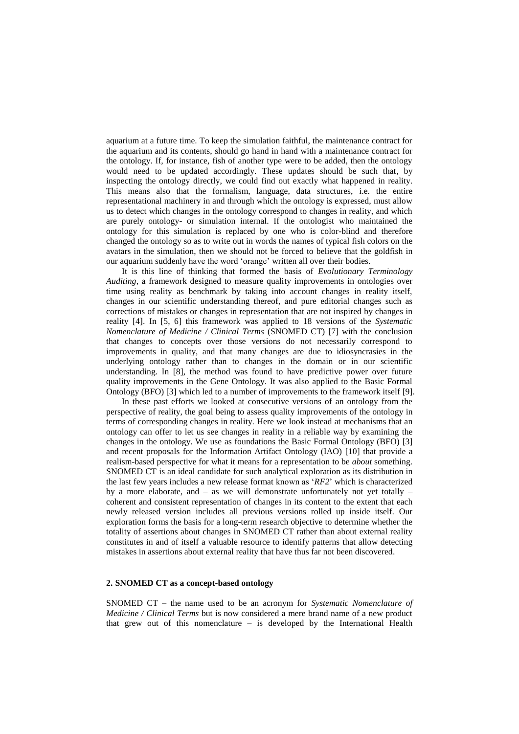aquarium at a future time. To keep the simulation faithful, the maintenance contract for the aquarium and its contents, should go hand in hand with a maintenance contract for the ontology. If, for instance, fish of another type were to be added, then the ontology would need to be updated accordingly. These updates should be such that, by inspecting the ontology directly, we could find out exactly what happened in reality. This means also that the formalism, language, data structures, i.e. the entire representational machinery in and through which the ontology is expressed, must allow us to detect which changes in the ontology correspond to changes in reality, and which are purely ontology- or simulation internal. If the ontologist who maintained the ontology for this simulation is replaced by one who is color-blind and therefore changed the ontology so as to write out in words the names of typical fish colors on the avatars in the simulation, then we should not be forced to believe that the goldfish in our aquarium suddenly have the word 'orange' written all over their bodies.

It is this line of thinking that formed the basis of *Evolutionary Terminology Auditing*, a framework designed to measure quality improvements in ontologies over time using reality as benchmark by taking into account changes in reality itself, changes in our scientific understanding thereof, and pure editorial changes such as corrections of mistakes or changes in representation that are not inspired by changes in reality [4]. In [5, 6] this framework was applied to 18 versions of the *Systematic Nomenclature of Medicine / Clinical Terms* (SNOMED CT) [7] with the conclusion that changes to concepts over those versions do not necessarily correspond to improvements in quality, and that many changes are due to idiosyncrasies in the underlying ontology rather than to changes in the domain or in our scientific understanding. In [8], the method was found to have predictive power over future quality improvements in the Gene Ontology. It was also applied to the Basic Formal Ontology (BFO) [3] which led to a number of improvements to the framework itself [9].

In these past efforts we looked at consecutive versions of an ontology from the perspective of reality, the goal being to assess quality improvements of the ontology in terms of corresponding changes in reality. Here we look instead at mechanisms that an ontology can offer to let us see changes in reality in a reliable way by examining the changes in the ontology. We use as foundations the Basic Formal Ontology (BFO) [3] and recent proposals for the Information Artifact Ontology (IAO) [10] that provide a realism-based perspective for what it means for a representation to be *about* something. SNOMED CT is an ideal candidate for such analytical exploration as its distribution in the last few years includes a new release format known as '*RF2*' which is characterized by a more elaborate, and – as we will demonstrate unfortunately not yet totally – coherent and consistent representation of changes in its content to the extent that each newly released version includes all previous versions rolled up inside itself. Our exploration forms the basis for a long-term research objective to determine whether the totality of assertions about changes in SNOMED CT rather than about external reality constitutes in and of itself a valuable resource to identify patterns that allow detecting mistakes in assertions about external reality that have thus far not been discovered.

## 2. SNOMED CT as a concept-based ontology

SNOMED CT – the name used to be an acronym for *Systematic Nomenclature of Medicine / Clinical Terms* but is now considered a mere brand name of a new product that grew out of this nomenclature – is developed by the International Health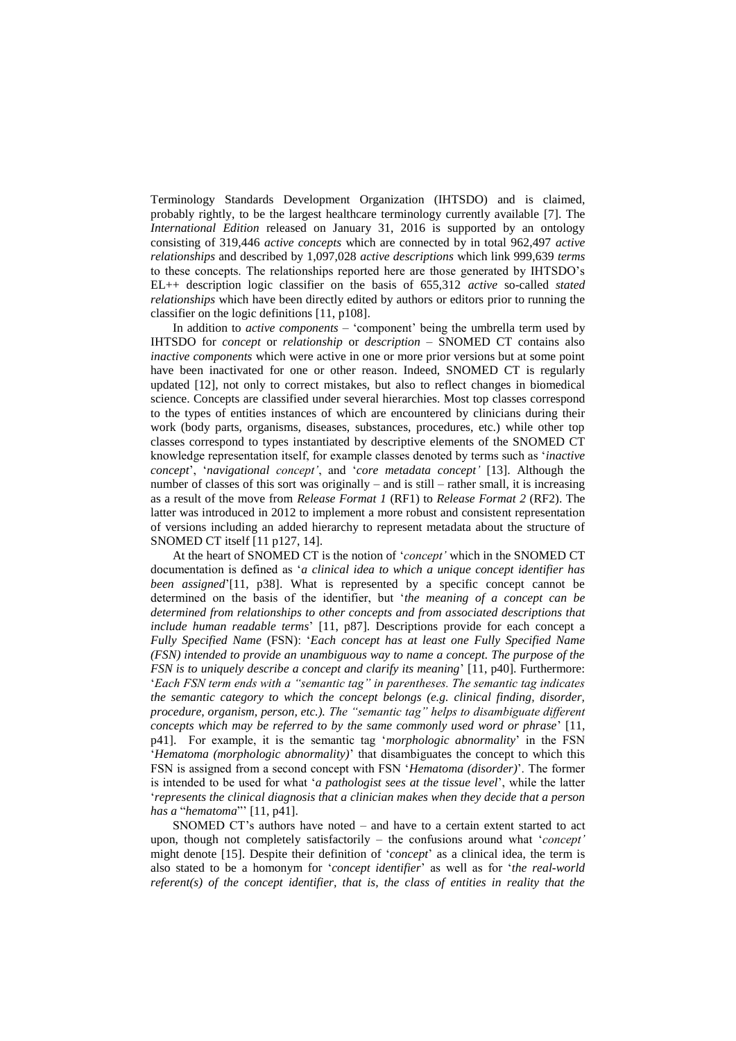Terminology Standards Development Organization (IHTSDO) and is claimed, probably rightly, to be the largest healthcare terminology currently available [7]. The *International Edition* released on January 31, 2016 is supported by an ontology consisting of 319,446 *active concepts* which are connected by in total 962,497 *active relationships* and described by 1,097,028 *active descriptions* which link 999,639 *terms* to these concepts. The relationships reported here are those generated by IHTSDO's EL++ description logic classifier on the basis of 655,312 *active* so-called *stated relationships* which have been directly edited by authors or editors prior to running the classifier on the logic definitions [11, p108].

In addition to *active components* – 'component' being the umbrella term used by IHTSDO for *concept* or *relationship* or *description* – SNOMED CT contains also *inactive components* which were active in one or more prior versions but at some point have been inactivated for one or other reason. Indeed, SNOMED CT is regularly updated [12], not only to correct mistakes, but also to reflect changes in biomedical science. Concepts are classified under several hierarchies. Most top classes correspond to the types of entities instances of which are encountered by clinicians during their work (body parts, organisms, diseases, substances, procedures, etc.) while other top classes correspond to types instantiated by descriptive elements of the SNOMED CT knowledge representation itself, for example classes denoted by terms such as '*inactive concept*', '*navigational concept'*, and '*core metadata concept'* [13]. Although the number of classes of this sort was originally – and is still – rather small, it is increasing as a result of the move from *Release Format 1* (RF1) to *Release Format 2* (RF2). The latter was introduced in 2012 to implement a more robust and consistent representation of versions including an added hierarchy to represent metadata about the structure of SNOMED CT itself [11 p127, 14].

At the heart of SNOMED CT is the notion of '*concept'* which in the SNOMED CT documentation is defined as '*a clinical idea to which a unique concept identifier has been assigned*'[11, p38]. What is represented by a specific concept cannot be determined on the basis of the identifier, but '*the meaning of a concept can be determined from relationships to other concepts and from associated descriptions that include human readable terms*' [11, p87]. Descriptions provide for each concept a *Fully Specified Name* (FSN): '*Each concept has at least one Fully Specified Name (FSN) intended to provide an unambiguous way to name a concept. The purpose of the FSN is to uniquely describe a concept and clarify its meaning*' [11, p40]. Furthermore: '*Each FSN term ends with a "semantic tag" in parentheses. The semantic tag indicates the semantic category to which the concept belongs (e.g. clinical finding, disorder, procedure, organism, person, etc.). The "semantic tag" helps to disambiguate different concepts which may be referred to by the same commonly used word or phrase*' [11, p41]. For example, it is the semantic tag '*morphologic abnormality*' in the FSN '*Hematoma (morphologic abnormality)*' that disambiguates the concept to which this FSN is assigned from a second concept with FSN '*Hematoma (disorder)*'. The former is intended to be used for what '*a pathologist sees at the tissue level*', while the latter '*represents the clinical diagnosis that a clinician makes when they decide that a person has a "hematoma*"' [11, p41].

SNOMED CT's authors have noted – and have to a certain extent started to act upon, though not completely satisfactorily – the confusions around what '*concept'* might denote [15]. Despite their definition of '*concept*' as a clinical idea, the term is also stated to be a homonym for '*concept identifier*' as well as for '*the real-world referent(s) of the concept identifier, that is, the class of entities in reality that the*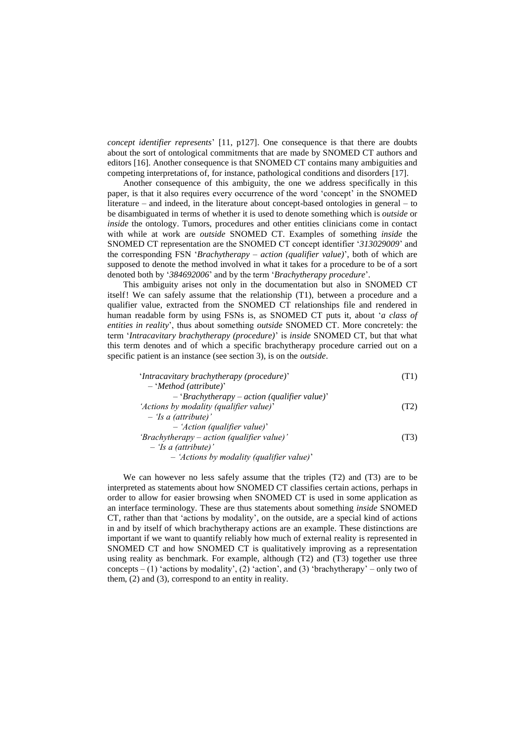*concept identifier represents*' [11, p127]. One consequence is that there are doubts about the sort of ontological commitments that are made by SNOMED CT authors and editors [16]. Another consequence is that SNOMED CT contains many ambiguities and competing interpretations of, for instance, pathological conditions and disorders [17].

Another consequence of this ambiguity, the one we address specifically in this paper, is that it also requires every occurrence of the word 'concept' in the SNOMED literature – and indeed, in the literature about concept-based ontologies in general – to be disambiguated in terms of whether it is used to denote something which is *outside* or *inside* the ontology. Tumors, procedures and other entities clinicians come in contact with while at work are *outside* SNOMED CT. Examples of something *inside* the SNOMED CT representation are the SNOMED CT concept identifier '*313029009*' and the corresponding FSN '*Brachytherapy – action (qualifier value)*', both of which are supposed to denote the method involved in what it takes for a procedure to be of a sort denoted both by '*384692006*' and by the term '*Brachytherapy procedure*'.

This ambiguity arises not only in the documentation but also in SNOMED CT itself! We can safely assume that the relationship (T1), between a procedure and a qualifier value, extracted from the SNOMED CT relationships file and rendered in human readable form by using FSNs is, as SNOMED CT puts it, about '*a class of entities in reality*', thus about something *outside* SNOMED CT. More concretely: the term '*Intracavitary brachytherapy (procedure)*' is *inside* SNOMED CT, but that what this term denotes and of which a specific brachytherapy procedure carried out on a specific patient is an instance (see section 3), is on the *outside*.

'*Intracavitary brachytherapy (procedure)*' (T1)
– '*Method (attribute)*'
– '*Brachytherapy – action (qualifier value)*'

'*Actions by modality (qualifier value)*' (T2)
– '*Is a (attribute)*'
– '*Action (qualifier value)*'

'*Brachytherapy – action (qualifier value)*' (T3)
– '*Is a (attribute)*'
– '*Actions by modality (qualifier value)*'

We can however no less safely assume that the triples (T2) and (T3) are to be interpreted as statements about how SNOMED CT classifies certain actions, perhaps in order to allow for easier browsing when SNOMED CT is used in some application as an interface terminology. These are thus statements about something *inside* SNOMED CT, rather than that 'actions by modality', on the outside, are a special kind of actions in and by itself of which brachytherapy actions are an example. These distinctions are important if we want to quantify reliably how much of external reality is represented in SNOMED CT and how SNOMED CT is qualitatively improving as a representation using reality as benchmark. For example, although (T2) and (T3) together use three concepts – (1) 'actions by modality', (2) 'action', and (3) 'brachytherapy' – only two of them, (2) and (3), correspond to an entity in reality.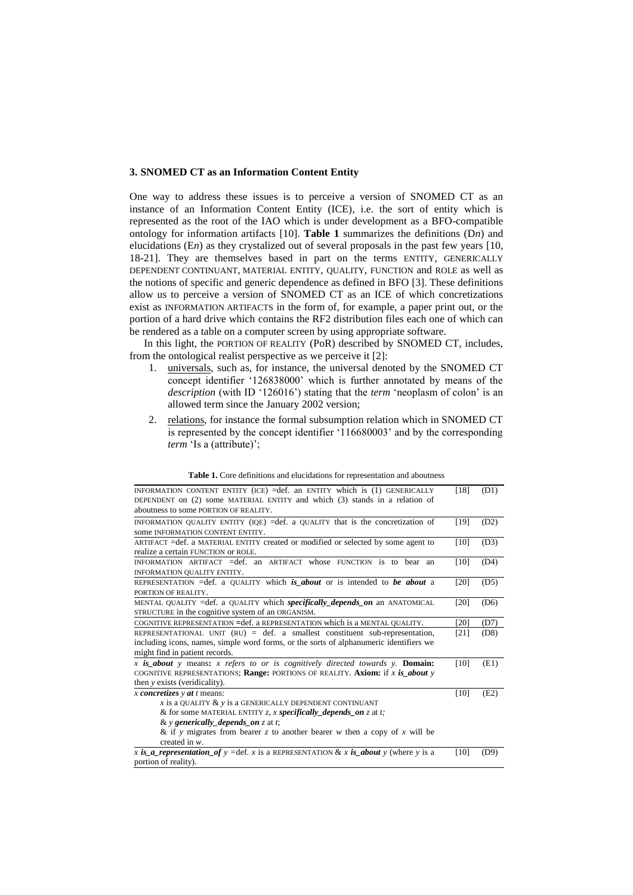### 3. SNOMED CT as an Information Content Entity

One way to address these issues is to perceive a version of SNOMED CT as an instance of an Information Content Entity (ICE), i.e. the sort of entity which is represented as the root of the IAO which is under development as a BFO-compatible ontology for information artifacts [10]. **Table 1** summarizes the definitions (D*n*) and elucidations (E*n*) as they crystalized out of several proposals in the past few years [10, 18-21]. They are themselves based in part on the terms ENTITY, GENERICALLY DEPENDENT CONTINUANT, MATERIAL ENTITY, QUALITY, FUNCTION and ROLE as well as the notions of specific and generic dependence as defined in BFO [3]. These definitions allow us to perceive a version of SNOMED CT as an ICE of which concretizations exist as INFORMATION ARTIFACTS in the form of, for example, a paper print out, or the portion of a hard drive which contains the RF2 distribution files each one of which can be rendered as a table on a computer screen by using appropriate software.

In this light, the PORTION OF REALITY (PoR) described by SNOMED CT, includes, from the ontological realist perspective as we perceive it [2]:

1. universals, such as, for instance, the universal denoted by the SNOMED CT concept identifier '126838000' which is further annotated by means of the *description* (with ID '126016') stating that the *term* 'neoplasm of colon' is an allowed term since the January 2002 version;
2. relations, for instance the formal subsumption relation which in SNOMED CT is represented by the concept identifier '116680003' and by the corresponding *term* 'Is a (attribute)';

**Table 1.** Core definitions and elucidations for representation and aboutness

| | | |
|---|---|---|
| INFORMATION CONTENT ENTITY (ICE) =def. an ENTITY which is (1) GENERICALLY DEPENDENT on (2) some MATERIAL ENTITY and which (3) stands in a relation of aboutness to some PORTION OF REALITY. | [18] | (D1) |
| INFORMATION QUALITY ENTITY (IQE) =def. a QUALITY that is the concretization of some INFORMATION CONTENT ENTITY. | [19] | (D2) |
| ARTIFACT =def. a MATERIAL ENTITY created or modified or selected by some agent to realize a certain FUNCTION or ROLE. | [10] | (D3) |
| INFORMATION ARTIFACT =def. an ARTIFACT whose FUNCTION is to bear an INFORMATION QUALITY ENTITY. | [10] | (D4) |
| REPRESENTATION =def. a QUALITY which ***is_about*** or is intended to ***be about*** a PORTION OF REALITY. | [20] | (D5) |
| MENTAL QUALITY =def. a QUALITY which ***specifically_depends_on*** an ANATOMICAL STRUCTURE in the cognitive system of an ORGANISM. | [20] | (D6) |
| COGNITIVE REPRESENTATION =def. a REPRESENTATION which is a MENTAL QUALITY. | [20] | (D7) |
| REPRESENTATIONAL UNIT (RU) = def. a smallest constituent sub-representation, including icons, names, simple word forms, or the sorts of alphanumeric identifiers we might find in patient records. | [21] | (D8) |
| *x* ***is_about*** *y* means**:** *x refers to or is cognitively directed towards y.* **Domain:** COGNITIVE REPRESENTATIONS; **Range:** PORTIONS OF REALITY. **Axiom:** if *x* ***is_about*** *y* then *y* exists (veridicality). | [10] | (E1) |
| *x* ***concretizes*** *y* ***at*** *t* means: <br> *x* is a QUALITY & *y* is a GENERICALLY DEPENDENT CONTINUANT <br> & for some MATERIAL ENTITY *z*, *x* ***specifically_depends_on*** *z* at *t;* <br> & *y* ***generically_depends_on*** *z* at *t*; <br> & if *y* migrates from bearer *z* to another bearer *w* then a copy of *x* will be created in *w*. | [10] | (E2) |
| *x* ***is_a_representation_of*** *y* =def. *x* is a REPRESENTATION & *x* ***is_about*** *y* (where *y* is a portion of reality). | [10] | (D9) |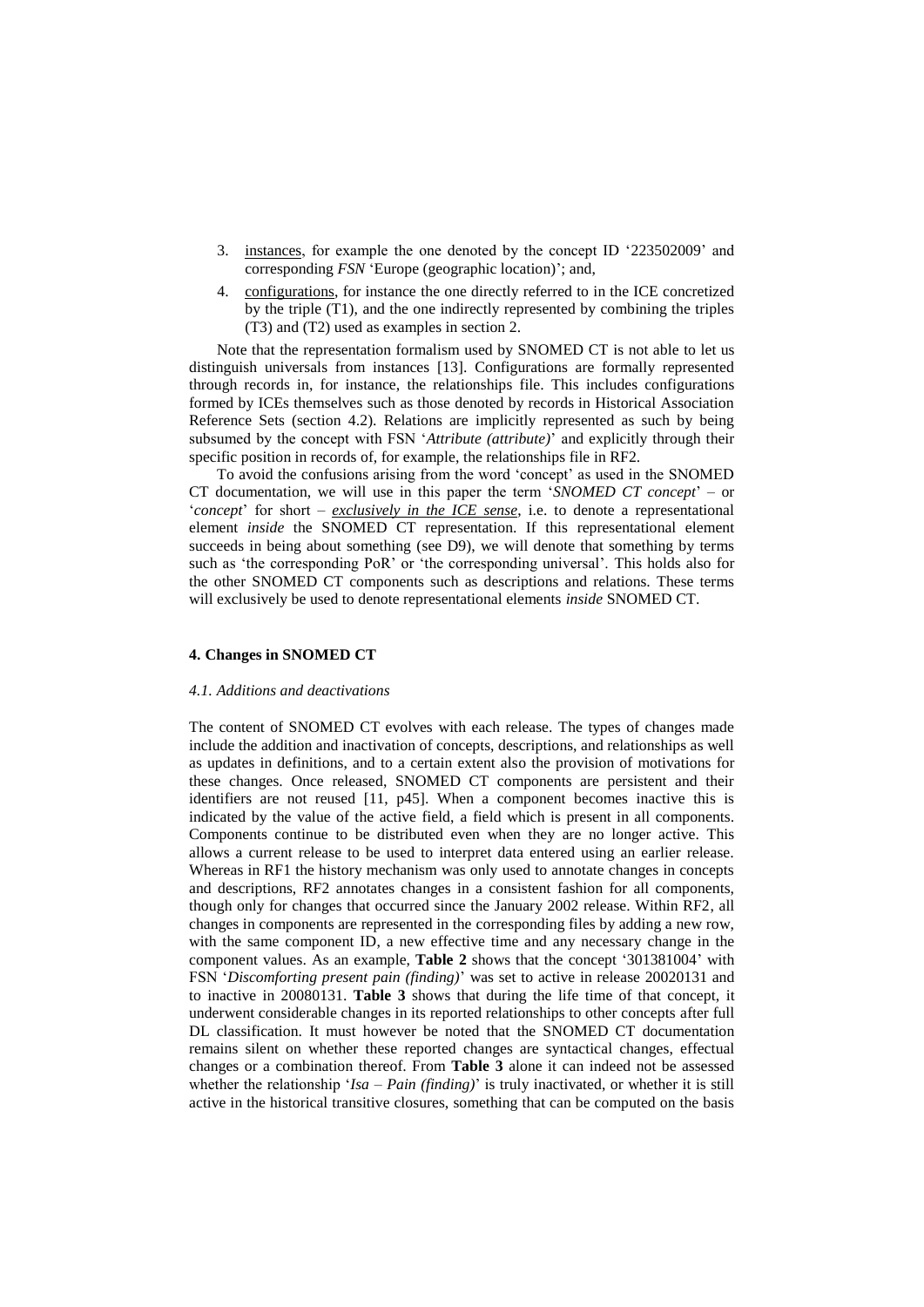3. <u>instances</u>, for example the one denoted by the concept ID '223502009' and corresponding *FSN* 'Europe (geographic location)'; and,
4. <u>configurations</u>, for instance the one directly referred to in the ICE concretized by the triple (T1), and the one indirectly represented by combining the triples (T3) and (T2) used as examples in section 2.

Note that the representation formalism used by SNOMED CT is not able to let us distinguish universals from instances [13]. Configurations are formally represented through records in, for instance, the relationships file. This includes configurations formed by ICEs themselves such as those denoted by records in Historical Association Reference Sets (section 4.2). Relations are implicitly represented as such by being subsumed by the concept with FSN '*Attribute (attribute)*' and explicitly through their specific position in records of, for example, the relationships file in RF2.

To avoid the confusions arising from the word 'concept' as used in the SNOMED CT documentation, we will use in this paper the term '*SNOMED CT concept*' – or '*concept*' for short – ***<u>exclusively in the ICE sense</u>***, i.e. to denote a representational element *inside* the SNOMED CT representation. If this representational element succeeds in being about something (see D9), we will denote that something by terms such as 'the corresponding PoR' or 'the corresponding universal'. This holds also for the other SNOMED CT components such as descriptions and relations. These terms will exclusively be used to denote representational elements *inside* SNOMED CT.

## 4. Changes in SNOMED CT

### *4.1. Additions and deactivations*

The content of SNOMED CT evolves with each release. The types of changes made include the addition and inactivation of concepts, descriptions, and relationships as well as updates in definitions, and to a certain extent also the provision of motivations for these changes. Once released, SNOMED CT components are persistent and their identifiers are not reused [11, p45]. When a component becomes inactive this is indicated by the value of the active field, a field which is present in all components. Components continue to be distributed even when they are no longer active. This allows a current release to be used to interpret data entered using an earlier release. Whereas in RF1 the history mechanism was only used to annotate changes in concepts and descriptions, RF2 annotates changes in a consistent fashion for all components, though only for changes that occurred since the January 2002 release. Within RF2, all changes in components are represented in the corresponding files by adding a new row, with the same component ID, a new effective time and any necessary change in the component values. As an example, **Table 2** shows that the concept '301381004' with FSN '*Discomforting present pain (finding)*' was set to active in release 20020131 and to inactive in 20080131. **Table 3** shows that during the life time of that concept, it underwent considerable changes in its reported relationships to other concepts after full DL classification. It must however be noted that the SNOMED CT documentation remains silent on whether these reported changes are syntactical changes, effectual changes or a combination thereof. From **Table 3** alone it can indeed not be assessed whether the relationship '*Isa – Pain (finding)*' is truly inactivated, or whether it is still active in the historical transitive closures, something that can be computed on the basis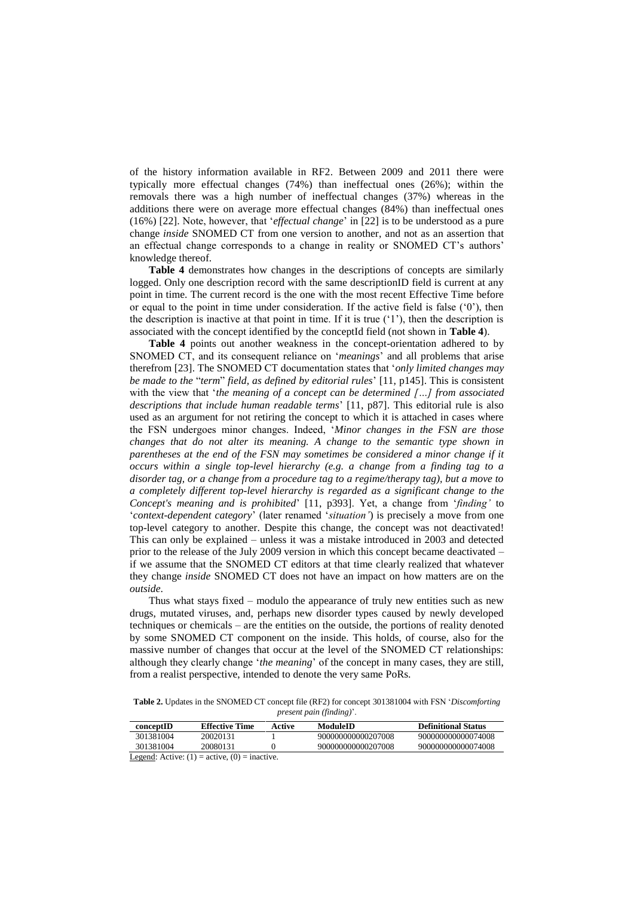of the history information available in RF2. Between 2009 and 2011 there were typically more effectual changes (74%) than ineffectual ones (26%); within the removals there was a high number of ineffectual changes (37%) whereas in the additions there were on average more effectual changes (84%) than ineffectual ones (16%) [22]. Note, however, that '*effectual change*' in [22] is to be understood as a pure change *inside* SNOMED CT from one version to another, and not as an assertion that an effectual change corresponds to a change in reality or SNOMED CT's authors' knowledge thereof.

**Table 4** demonstrates how changes in the descriptions of concepts are similarly logged. Only one description record with the same descriptionID field is current at any point in time. The current record is the one with the most recent Effective Time before or equal to the point in time under consideration. If the active field is false ('0'), then the description is inactive at that point in time. If it is true ('1'), then the description is associated with the concept identified by the conceptId field (not shown in **Table 4**).

**Table 4** points out another weakness in the concept-orientation adhered to by SNOMED CT, and its consequent reliance on '*meanings*' and all problems that arise therefrom [23]. The SNOMED CT documentation states that '*only limited changes may be made to the* "*term*" *field, as defined by editorial rules*' [11, p145]. This is consistent with the view that '*the meaning of a concept can be determined […] from associated descriptions that include human readable terms*' [11, p87]. This editorial rule is also used as an argument for not retiring the concept to which it is attached in cases where the FSN undergoes minor changes. Indeed, '*Minor changes in the FSN are those changes that do not alter its meaning. A change to the semantic type shown in parentheses at the end of the FSN may sometimes be considered a minor change if it occurs within a single top-level hierarchy (e.g. a change from a finding tag to a disorder tag, or a change from a procedure tag to a regime/therapy tag), but a move to a completely different top-level hierarchy is regarded as a significant change to the Concept's meaning and is prohibited*' [11, p393]. Yet, a change from '*finding'* to '*context-dependent category*' (later renamed '*situation'*) is precisely a move from one top-level category to another. Despite this change, the concept was not deactivated! This can only be explained – unless it was a mistake introduced in 2003 and detected prior to the release of the July 2009 version in which this concept became deactivated – if we assume that the SNOMED CT editors at that time clearly realized that whatever they change *inside* SNOMED CT does not have an impact on how matters are on the *outside*.

Thus what stays fixed – modulo the appearance of truly new entities such as new drugs, mutated viruses, and, perhaps new disorder types caused by newly developed techniques or chemicals – are the entities on the outside, the portions of reality denoted by some SNOMED CT component on the inside. This holds, of course, also for the massive number of changes that occur at the level of the SNOMED CT relationships: although they clearly change '*the meaning*' of the concept in many cases, they are still, from a realist perspective, intended to denote the very same PoRs.

**Table 2.** Updates in the SNOMED CT concept file (RF2) for concept 301381004 with FSN '*Discomforting present pain (finding)*'.

| conceptID | Effective Time | Active | ModuleID | Definitional Status |
|---|---|---|---|---|
| 301381004 | 20020131 | 1 | 900000000000207008 | 900000000000074008 |
| 301381004 | 20080131 | 0 | 900000000000207008 | 900000000000074008 |

Legend: Active: (1) = active, (0) = inactive.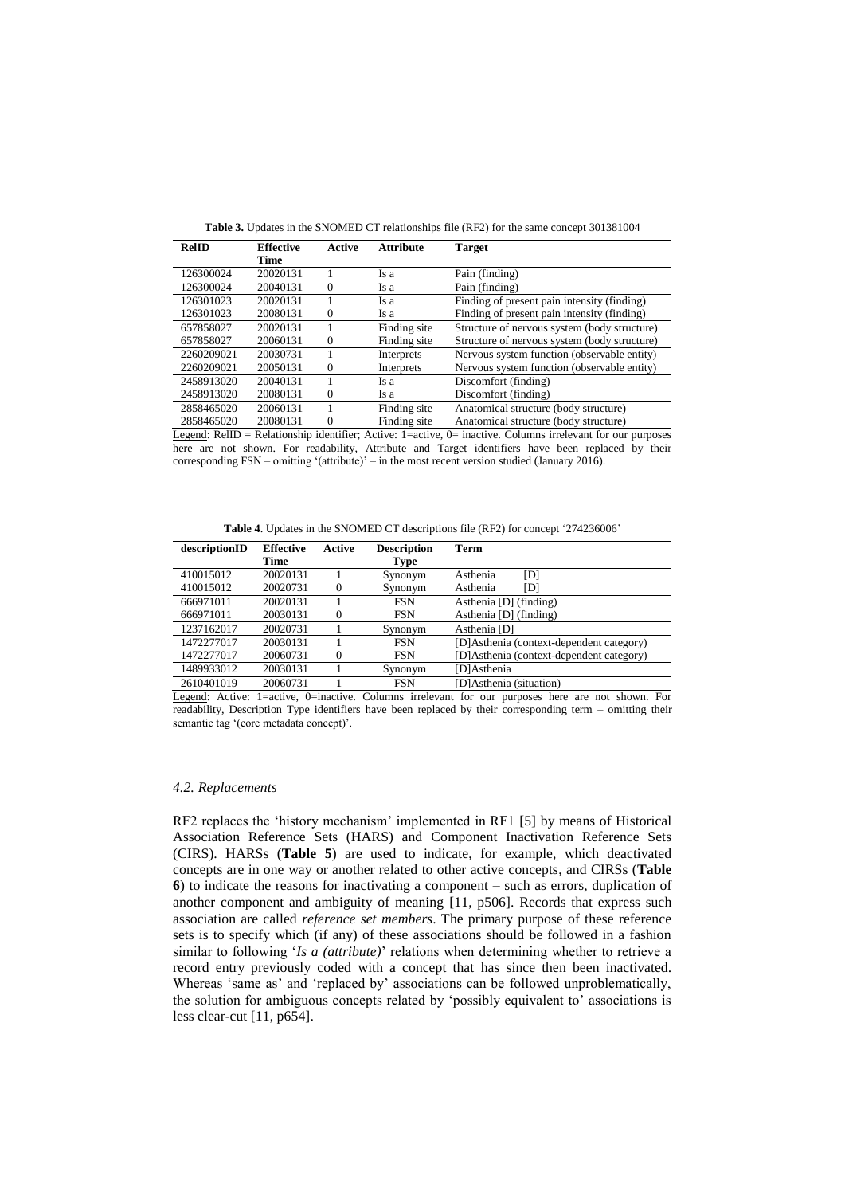**Table 3.** Updates in the SNOMED CT relationships file (RF2) for the same concept 301381004

| RelID | Effective Time | Active | Attribute | Target |
|---|---|---|---|---|
| 126300024 | 20020131 | 1 | Is a | Pain (finding) |
| 126300024 | 20040131 | 0 | Is a | Pain (finding) |
| 126301023 | 20020131 | 1 | Is a | Finding of present pain intensity (finding) |
| 126301023 | 20080131 | 0 | Is a | Finding of present pain intensity (finding) |
| 657858027 | 20020131 | 1 | Finding site | Structure of nervous system (body structure) |
| 657858027 | 20060131 | 0 | Finding site | Structure of nervous system (body structure) |
| 2260209021 | 20030731 | 1 | Interprets | Nervous system function (observable entity) |
| 2260209021 | 20050131 | 0 | Interprets | Nervous system function (observable entity) |
| 2458913020 | 20040131 | 1 | Is a | Discomfort (finding) |
| 2458913020 | 20080131 | 0 | Is a | Discomfort (finding) |
| 2858465020 | 20060131 | 1 | Finding site | Anatomical structure (body structure) |
| 2858465020 | 20080131 | 0 | Finding site | Anatomical structure (body structure) |

Legend: RelID = Relationship identifier; Active: 1=active, 0= inactive. Columns irrelevant for our purposes here are not shown. For readability, Attribute and Target identifiers have been replaced by their corresponding FSN – omitting '(attribute)' – in the most recent version studied (January 2016).

**Table 4**. Updates in the SNOMED CT descriptions file (RF2) for concept '274236006'

| descriptionID | Effective Time | Active | Description Type | Term |
|---|---|---|---|---|
| 410015012 | 20020131 | 1 | Synonym | Asthenia [D] |
| 410015012 | 20020731 | 0 | Synonym | Asthenia [D] |
| 666971011 | 20020131 | 1 | FSN | Asthenia [D] (finding) |
| 666971011 | 20030131 | 0 | FSN | Asthenia [D] (finding) |
| 1237162017 | 20020731 | 1 | Synonym | Asthenia [D] |
| 1472277017 | 20030131 | 1 | FSN | [D]Asthenia (context-dependent category) |
| 1472277017 | 20060731 | 0 | FSN | [D]Asthenia (context-dependent category) |
| 1489933012 | 20030131 | 1 | Synonym | [D]Asthenia |
| 2610401019 | 20060731 | 1 | FSN | [D]Asthenia (situation) |

Legend: Active: 1=active, 0=inactive. Columns irrelevant for our purposes here are not shown. For readability, Description Type identifiers have been replaced by their corresponding term – omitting their semantic tag '(core metadata concept)'.

### *4.2. Replacements*

RF2 replaces the 'history mechanism' implemented in RF1 [5] by means of Historical Association Reference Sets (HARS) and Component Inactivation Reference Sets (CIRS). HARSs (**Table 5**) are used to indicate, for example, which deactivated concepts are in one way or another related to other active concepts, and CIRSs (**Table 6**) to indicate the reasons for inactivating a component – such as errors, duplication of another component and ambiguity of meaning [11, p506]. Records that express such association are called *reference set members*. The primary purpose of these reference sets is to specify which (if any) of these associations should be followed in a fashion similar to following '*Is a (attribute)*' relations when determining whether to retrieve a record entry previously coded with a concept that has since then been inactivated. Whereas 'same as' and 'replaced by' associations can be followed unproblematically, the solution for ambiguous concepts related by 'possibly equivalent to' associations is less clear-cut [11, p654].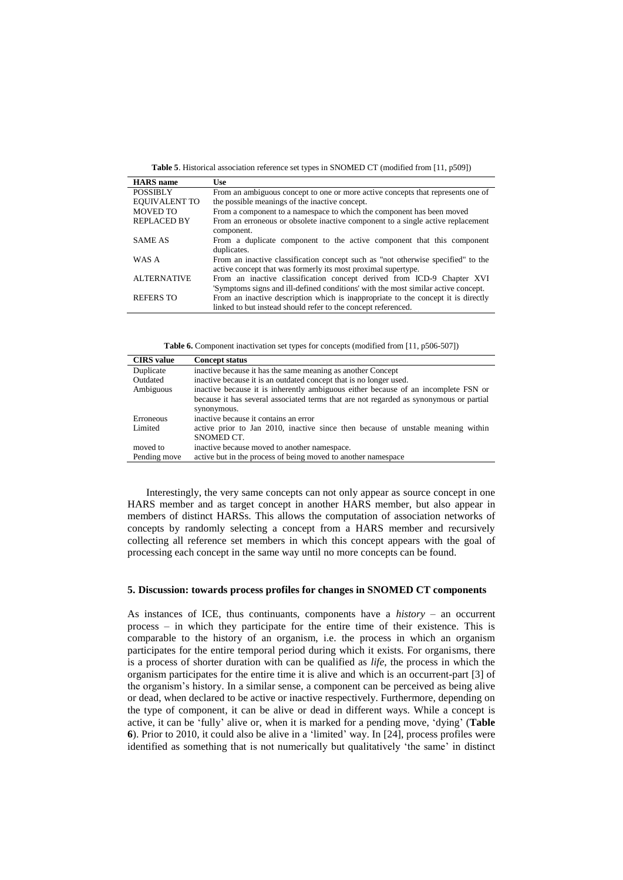**Table 5**. Historical association reference set types in SNOMED CT (modified from [11, p509])

| HARS name | Use |
|---|---|
| POSSIBLY EQUIVALENT TO | From an ambiguous concept to one or more active concepts that represents one of the possible meanings of the inactive concept. |
| MOVED TO | From a component to a namespace to which the component has been moved |
| REPLACED BY | From an erroneous or obsolete inactive component to a single active replacement component. |
| SAME AS | From a duplicate component to the active component that this component duplicates. |
| WAS A | From an inactive classification concept such as "not otherwise specified" to the active concept that was formerly its most proximal supertype. |
| ALTERNATIVE | From an inactive classification concept derived from ICD-9 Chapter XVI 'Symptoms signs and ill-defined conditions' with the most similar active concept. |
| REFERS TO | From an inactive description which is inappropriate to the concept it is directly linked to but instead should refer to the concept referenced. |

**Table 6.** Component inactivation set types for concepts (modified from [11, p506-507])

| CIRS value | Concept status |
|---|---|
| Duplicate | inactive because it has the same meaning as another Concept |
| Outdated | inactive because it is an outdated concept that is no longer used. |
| Ambiguous | inactive because it is inherently ambiguous either because of an incomplete FSN or because it has several associated terms that are not regarded as synonymous or partial synonymous. |
| Erroneous | inactive because it contains an error |
| Limited | active prior to Jan 2010, inactive since then because of unstable meaning within SNOMED CT. |
| moved to | inactive because moved to another namespace. |
| Pending move | active but in the process of being moved to another namespace |

Interestingly, the very same concepts can not only appear as source concept in one HARS member and as target concept in another HARS member, but also appear in members of distinct HARSs. This allows the computation of association networks of concepts by randomly selecting a concept from a HARS member and recursively collecting all reference set members in which this concept appears with the goal of processing each concept in the same way until no more concepts can be found.

## 5. Discussion: towards process profiles for changes in SNOMED CT components

As instances of ICE, thus continuants, components have a *history* – an occurrent process – in which they participate for the entire time of their existence. This is comparable to the history of an organism, i.e. the process in which an organism participates for the entire temporal period during which it exists. For organisms, there is a process of shorter duration with can be qualified as *life*, the process in which the organism participates for the entire time it is alive and which is an occurrent-part [3] of the organism's history. In a similar sense, a component can be perceived as being alive or dead, when declared to be active or inactive respectively. Furthermore, depending on the type of component, it can be alive or dead in different ways. While a concept is active, it can be 'fully' alive or, when it is marked for a pending move, 'dying' (**Table 6**). Prior to 2010, it could also be alive in a 'limited' way. In [24], process profiles were identified as something that is not numerically but qualitatively 'the same' in distinct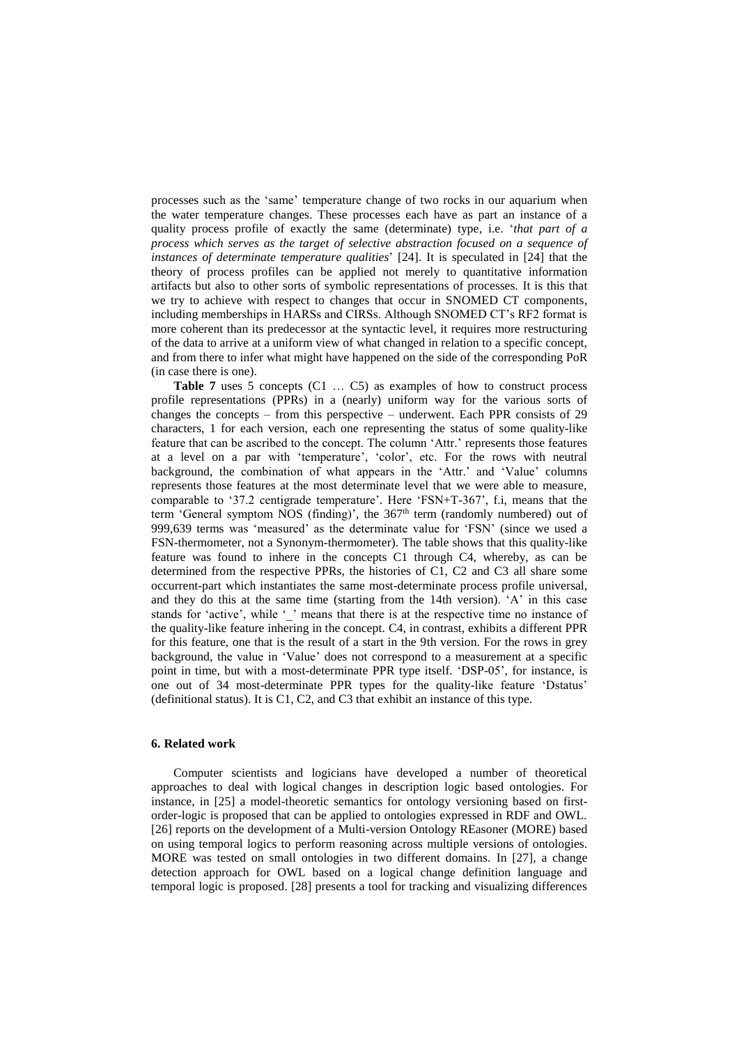processes such as the 'same' temperature change of two rocks in our aquarium when the water temperature changes. These processes each have as part an instance of a quality process profile of exactly the same (determinate) type, i.e. '*that part of a process which serves as the target of selective abstraction focused on a sequence of instances of determinate temperature qualities*' [24]. It is speculated in [24] that the theory of process profiles can be applied not merely to quantitative information artifacts but also to other sorts of symbolic representations of processes. It is this that we try to achieve with respect to changes that occur in SNOMED CT components, including memberships in HARSs and CIRSs. Although SNOMED CT's RF2 format is more coherent than its predecessor at the syntactic level, it requires more restructuring of the data to arrive at a uniform view of what changed in relation to a specific concept, and from there to infer what might have happened on the side of the corresponding PoR (in case there is one).

**Table 7** uses 5 concepts (C1 … C5) as examples of how to construct process profile representations (PPRs) in a (nearly) uniform way for the various sorts of changes the concepts – from this perspective – underwent. Each PPR consists of 29 characters, 1 for each version, each one representing the status of some quality-like feature that can be ascribed to the concept. The column 'Attr.' represents those features at a level on a par with 'temperature', 'color', etc. For the rows with neutral background, the combination of what appears in the 'Attr.' and 'Value' columns represents those features at the most determinate level that we were able to measure, comparable to '37.2 centigrade temperature'. Here 'FSN+T-367', f.i, means that the term 'General symptom NOS (finding)', the 367th term (randomly numbered) out of 999,639 terms was 'measured' as the determinate value for 'FSN' (since we used a FSN-thermometer, not a Synonym-thermometer). The table shows that this quality-like feature was found to inhere in the concepts C1 through C4, whereby, as can be determined from the respective PPRs, the histories of C1, C2 and C3 all share some occurrent-part which instantiates the same most-determinate process profile universal, and they do this at the same time (starting from the 14th version). 'A' in this case stands for 'active', while '_' means that there is at the respective time no instance of the quality-like feature inhering in the concept. C4, in contrast, exhibits a different PPR for this feature, one that is the result of a start in the 9th version. For the rows in grey background, the value in 'Value' does not correspond to a measurement at a specific point in time, but with a most-determinate PPR type itself. 'DSP-05', for instance, is one out of 34 most-determinate PPR types for the quality-like feature 'Dstatus' (definitional status). It is C1, C2, and C3 that exhibit an instance of this type.

### 6. Related work

Computer scientists and logicians have developed a number of theoretical approaches to deal with logical changes in description logic based ontologies. For instance, in [25] a model-theoretic semantics for ontology versioning based on first-order-logic is proposed that can be applied to ontologies expressed in RDF and OWL. [26] reports on the development of a Multi-version Ontology REasoner (MORE) based on using temporal logics to perform reasoning across multiple versions of ontologies. MORE was tested on small ontologies in two different domains. In [27], a change detection approach for OWL based on a logical change definition language and temporal logic is proposed. [28] presents a tool for tracking and visualizing differences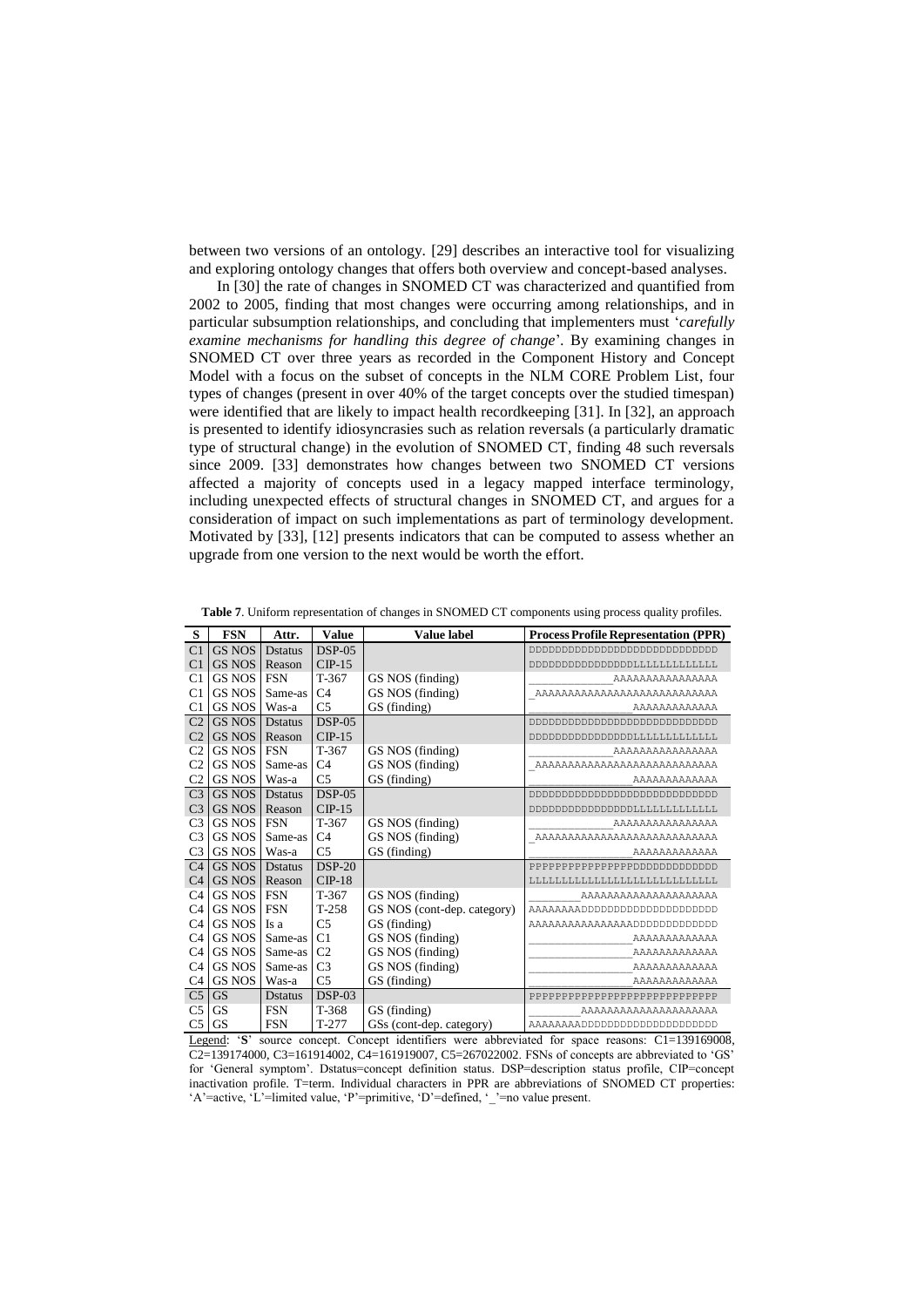between two versions of an ontology. [29] describes an interactive tool for visualizing and exploring ontology changes that offers both overview and concept-based analyses.

In [30] the rate of changes in SNOMED CT was characterized and quantified from 2002 to 2005, finding that most changes were occurring among relationships, and in particular subsumption relationships, and concluding that implementers must '*carefully examine mechanisms for handling this degree of change*'. By examining changes in SNOMED CT over three years as recorded in the Component History and Concept Model with a focus on the subset of concepts in the NLM CORE Problem List, four types of changes (present in over 40% of the target concepts over the studied timespan) were identified that are likely to impact health recordkeeping [31]. In [32], an approach is presented to identify idiosyncrasies such as relation reversals (a particularly dramatic type of structural change) in the evolution of SNOMED CT, finding 48 such reversals since 2009. [33] demonstrates how changes between two SNOMED CT versions affected a majority of concepts used in a legacy mapped interface terminology, including unexpected effects of structural changes in SNOMED CT, and argues for a consideration of impact on such implementations as part of terminology development. Motivated by [33], [12] presents indicators that can be computed to assess whether an upgrade from one version to the next would be worth the effort.

**Table 7**. Uniform representation of changes in SNOMED CT components using process quality profiles.

| S | FSN | Attr. | Value | Value label | Process Profile Representation (PPR) |
|---|---|---|---|---|---|
| C1 | GS NOS | Dstatus | DSP-05 | | DDDDDDDDDDDDDDDDDDDDDDDDDDDDDD |
| C1 | GS NOS | Reason | CIP-15 | | DDDDDDDDDDDDDDDDLLLLLLLLLLLLLL |
| C1 | GS NOS | FSN | T-367 | GS NOS (finding) | ______________AAAAAAAAAAAAAAAA |
| C1 | GS NOS | Same-as | C4 | GS NOS (finding) | _AAAAAAAAAAAAAAAAAAAAAAAAAAAAA |
| C1 | GS NOS | Was-a | C5 | GS (finding) | _________________AAAAAAAAAAAAA |
| C2 | GS NOS | Dstatus | DSP-05 | | DDDDDDDDDDDDDDDDDDDDDDDDDDDDDD |
| C2 | GS NOS | Reason | CIP-15 | | DDDDDDDDDDDDDDDDLLLLLLLLLLLLLL |
| C2 | GS NOS | FSN | T-367 | GS NOS (finding) | ______________AAAAAAAAAAAAAAAA |
| C2 | GS NOS | Same-as | C4 | GS NOS (finding) | _AAAAAAAAAAAAAAAAAAAAAAAAAAAAA |
| C2 | GS NOS | Was-a | C5 | GS (finding) | _________________AAAAAAAAAAAAA |
| C3 | GS NOS | Dstatus | DSP-05 | | DDDDDDDDDDDDDDDDDDDDDDDDDDDDDD |
| C3 | GS NOS | Reason | CIP-15 | | DDDDDDDDDDDDDDDDLLLLLLLLLLLLLL |
| C3 | GS NOS | FSN | T-367 | GS NOS (finding) | ______________AAAAAAAAAAAAAAAA |
| C3 | GS NOS | Same-as | C4 | GS NOS (finding) | _AAAAAAAAAAAAAAAAAAAAAAAAAAAAA |
| C3 | GS NOS | Was-a | C5 | GS (finding) | _________________AAAAAAAAAAAAA |
| C4 | GS NOS | Dstatus | DSP-20 | | PPPPPPPPPPPPPPPPDDDDDDDDDDDDDD |
| C4 | GS NOS | Reason | CIP-18 | | LLLLLLLLLLLLLLLLLLLLLLLLLLLLLL |
| C4 | GS NOS | FSN | T-367 | GS NOS (finding) | _________AAAAAAAAAAAAAAAAAAAAA |
| C4 | GS NOS | FSN | T-258 | GS NOS (cont-dep. category) | AAAAAAAADDDDDDDDDDDDDDDDDDDDDD |
| C4 | GS NOS | Is a | C5 | GS (finding) | AAAAAAAAAAAAAAAADDDDDDDDDDDDDD |
| C4 | GS NOS | Same-as | C1 | GS NOS (finding) | _________________AAAAAAAAAAAAA |
| C4 | GS NOS | Same-as | C2 | GS NOS (finding) | _________________AAAAAAAAAAAAA |
| C4 | GS NOS | Same-as | C3 | GS NOS (finding) | _________________AAAAAAAAAAAAA |
| C4 | GS NOS | Was-a | C5 | GS (finding) | _________________AAAAAAAAAAAAA |
| C5 | GS | Dstatus | DSP-03 | | PPPPPPPPPPPPPPPPPPPPPPPPPPPPPP |
| C5 | GS | FSN | T-368 | GS (finding) | _________AAAAAAAAAAAAAAAAAAAAA |
| C5 | GS | FSN | T-277 | GSs (cont-dep. category) | AAAAAAAADDDDDDDDDDDDDDDDDDDDDD |

Legend: '**S**' source concept. Concept identifiers were abbreviated for space reasons: C1=139169008, C2=139174000, C3=161914002, C4=161919007, C5=267022002. FSNs of concepts are abbreviated to 'GS' for 'General symptom'. Dstatus=concept definition status. DSP=description status profile, CIP=concept inactivation profile. T=term. Individual characters in PPR are abbreviations of SNOMED CT properties: 'A'=active, 'L'=limited value, 'P'=primitive, 'D'=defined, '_'=no value present.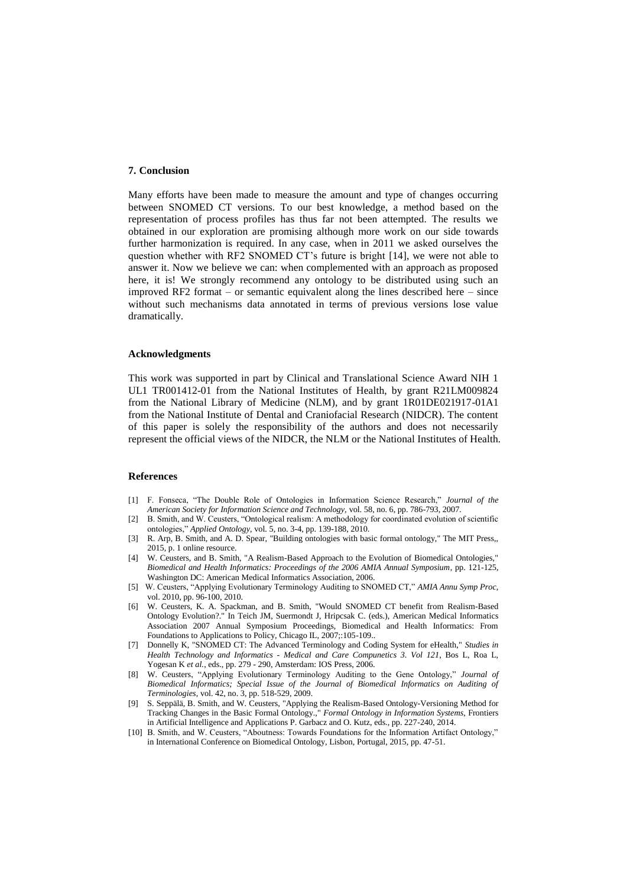## 7. Conclusion

Many efforts have been made to measure the amount and type of changes occurring between SNOMED CT versions. To our best knowledge, a method based on the representation of process profiles has thus far not been attempted. The results we obtained in our exploration are promising although more work on our side towards further harmonization is required. In any case, when in 2011 we asked ourselves the question whether with RF2 SNOMED CT's future is bright [14], we were not able to answer it. Now we believe we can: when complemented with an approach as proposed here, it is! We strongly recommend any ontology to be distributed using such an improved RF2 format – or semantic equivalent along the lines described here – since without such mechanisms data annotated in terms of previous versions lose value dramatically.

### Acknowledgments

This work was supported in part by Clinical and Translational Science Award NIH 1 UL1 TR001412-01 from the National Institutes of Health, by grant R21LM009824 from the National Library of Medicine (NLM), and by grant 1R01DE021917-01A1 from the National Institute of Dental and Craniofacial Research (NIDCR). The content of this paper is solely the responsibility of the authors and does not necessarily represent the official views of the NIDCR, the NLM or the National Institutes of Health.

### References

[1] F. Fonseca, "The Double Role of Ontologies in Information Science Research," *Journal of the American Society for Information Science and Technology*, vol. 58, no. 6, pp. 786-793, 2007.

[2] B. Smith, and W. Ceusters, "Ontological realism: A methodology for coordinated evolution of scientific ontologies," *Applied Ontology*, vol. 5, no. 3-4, pp. 139-188, 2010.

[3] R. Arp, B. Smith, and A. D. Spear, "Building ontologies with basic formal ontology," The MIT Press,, 2015, p. 1 online resource.

[4] W. Ceusters, and B. Smith, "A Realism-Based Approach to the Evolution of Biomedical Ontologies," *Biomedical and Health Informatics: Proceedings of the 2006 AMIA Annual Symposium*, pp. 121-125, Washington DC: American Medical Informatics Association, 2006.

[5] W. Ceusters, "Applying Evolutionary Terminology Auditing to SNOMED CT," *AMIA Annu Symp Proc*, vol. 2010, pp. 96-100, 2010.

[6] W. Ceusters, K. A. Spackman, and B. Smith, "Would SNOMED CT benefit from Realism-Based Ontology Evolution?." In Teich JM, Suermondt J, Hripcsak C. (eds.), American Medical Informatics Association 2007 Annual Symposium Proceedings, Biomedical and Health Informatics: From Foundations to Applications to Policy, Chicago IL, 2007;:105-109..

[7] Donnelly K, "SNOMED CT: The Advanced Terminology and Coding System for eHealth," *Studies in Health Technology and Informatics - Medical and Care Compunetics 3. Vol 121*, Bos L, Roa L, Yogesan K *et al.*, eds., pp. 279 - 290, Amsterdam: IOS Press, 2006.

[8] W. Ceusters, "Applying Evolutionary Terminology Auditing to the Gene Ontology," *Journal of Biomedical Informatics; Special Issue of the Journal of Biomedical Informatics on Auditing of Terminologies*, vol. 42, no. 3, pp. 518-529, 2009.

[9] S. Seppälä, B. Smith, and W. Ceusters, "Applying the Realism-Based Ontology-Versioning Method for Tracking Changes in the Basic Formal Ontology.," *Formal Ontology in Information Systems*, Frontiers in Artificial Intelligence and Applications P. Garbacz and O. Kutz, eds., pp. 227-240, 2014.

[10] B. Smith, and W. Ceusters, "Aboutness: Towards Foundations for the Information Artifact Ontology," in International Conference on Biomedical Ontology, Lisbon, Portugal, 2015, pp. 47-51.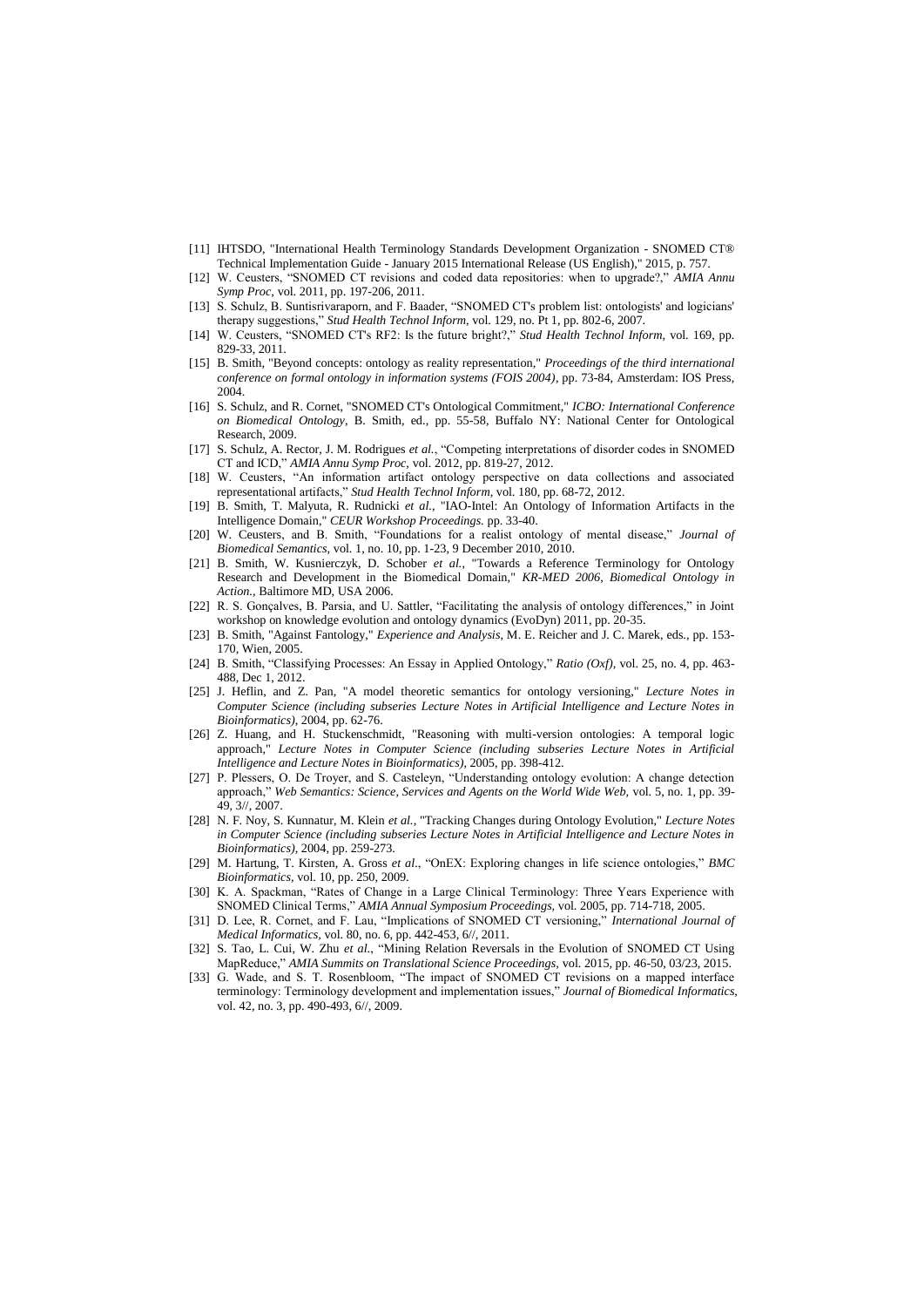[11] IHTSDO, "International Health Terminology Standards Development Organization - SNOMED CT® Technical Implementation Guide - January 2015 International Release (US English)," 2015, p. 757.

[12] W. Ceusters, "SNOMED CT revisions and coded data repositories: when to upgrade?," *AMIA Annu Symp Proc*, vol. 2011, pp. 197-206, 2011.

[13] S. Schulz, B. Suntisrivaraporn, and F. Baader, "SNOMED CT's problem list: ontologists' and logicians' therapy suggestions," *Stud Health Technol Inform*, vol. 129, no. Pt 1, pp. 802-6, 2007.

[14] W. Ceusters, "SNOMED CT's RF2: Is the future bright?," *Stud Health Technol Inform*, vol. 169, pp. 829-33, 2011.

[15] B. Smith, "Beyond concepts: ontology as reality representation," *Proceedings of the third international conference on formal ontology in information systems (FOIS 2004)*, pp. 73-84, Amsterdam: IOS Press, 2004.

[16] S. Schulz, and R. Cornet, "SNOMED CT's Ontological Commitment," *ICBO: International Conference on Biomedical Ontology*, B. Smith, ed., pp. 55-58, Buffalo NY: National Center for Ontological Research, 2009.

[17] S. Schulz, A. Rector, J. M. Rodrigues *et al.*, "Competing interpretations of disorder codes in SNOMED CT and ICD," *AMIA Annu Symp Proc*, vol. 2012, pp. 819-27, 2012.

[18] W. Ceusters, "An information artifact ontology perspective on data collections and associated representational artifacts," *Stud Health Technol Inform*, vol. 180, pp. 68-72, 2012.

[19] B. Smith, T. Malyuta, R. Rudnicki *et al.*, "IAO-Intel: An Ontology of Information Artifacts in the Intelligence Domain," *CEUR Workshop Proceedings*. pp. 33-40.

[20] W. Ceusters, and B. Smith, "Foundations for a realist ontology of mental disease," *Journal of Biomedical Semantics*, vol. 1, no. 10, pp. 1-23, 9 December 2010, 2010.

[21] B. Smith, W. Kusnierczyk, D. Schober *et al.*, "Towards a Reference Terminology for Ontology Research and Development in the Biomedical Domain," *KR-MED 2006, Biomedical Ontology in Action.*, Baltimore MD, USA 2006.

[22] R. S. Gonçalves, B. Parsia, and U. Sattler, "Facilitating the analysis of ontology differences," in Joint workshop on knowledge evolution and ontology dynamics (EvoDyn) 2011, pp. 20-35.

[23] B. Smith, "Against Fantology," *Experience and Analysis*, M. E. Reicher and J. C. Marek, eds., pp. 153-170, Wien, 2005.

[24] B. Smith, "Classifying Processes: An Essay in Applied Ontology," *Ratio (Oxf)*, vol. 25, no. 4, pp. 463-488, Dec 1, 2012.

[25] J. Heflin, and Z. Pan, "A model theoretic semantics for ontology versioning," *Lecture Notes in Computer Science (including subseries Lecture Notes in Artificial Intelligence and Lecture Notes in Bioinformatics)*, 2004, pp. 62-76.

[26] Z. Huang, and H. Stuckenschmidt, "Reasoning with multi-version ontologies: A temporal logic approach," *Lecture Notes in Computer Science (including subseries Lecture Notes in Artificial Intelligence and Lecture Notes in Bioinformatics)*, 2005, pp. 398-412.

[27] P. Plessers, O. De Troyer, and S. Casteleyn, "Understanding ontology evolution: A change detection approach," *Web Semantics: Science, Services and Agents on the World Wide Web*, vol. 5, no. 1, pp. 39-49, 3//, 2007.

[28] N. F. Noy, S. Kunnatur, M. Klein *et al.*, "Tracking Changes during Ontology Evolution," *Lecture Notes in Computer Science (including subseries Lecture Notes in Artificial Intelligence and Lecture Notes in Bioinformatics)*, 2004, pp. 259-273.

[29] M. Hartung, T. Kirsten, A. Gross *et al*., "OnEX: Exploring changes in life science ontologies," *BMC Bioinformatics*, vol. 10, pp. 250, 2009.

[30] K. A. Spackman, "Rates of Change in a Large Clinical Terminology: Three Years Experience with SNOMED Clinical Terms," *AMIA Annual Symposium Proceedings*, vol. 2005, pp. 714-718, 2005.

[31] D. Lee, R. Cornet, and F. Lau, "Implications of SNOMED CT versioning," *International Journal of Medical Informatics*, vol. 80, no. 6, pp. 442-453, 6//, 2011.

[32] S. Tao, L. Cui, W. Zhu *et al.*, "Mining Relation Reversals in the Evolution of SNOMED CT Using MapReduce," *AMIA Summits on Translational Science Proceedings*, vol. 2015, pp. 46-50, 03/23, 2015.

[33] G. Wade, and S. T. Rosenbloom, "The impact of SNOMED CT revisions on a mapped interface terminology: Terminology development and implementation issues," *Journal of Biomedical Informatics*, vol. 42, no. 3, pp. 490-493, 6//, 2009.